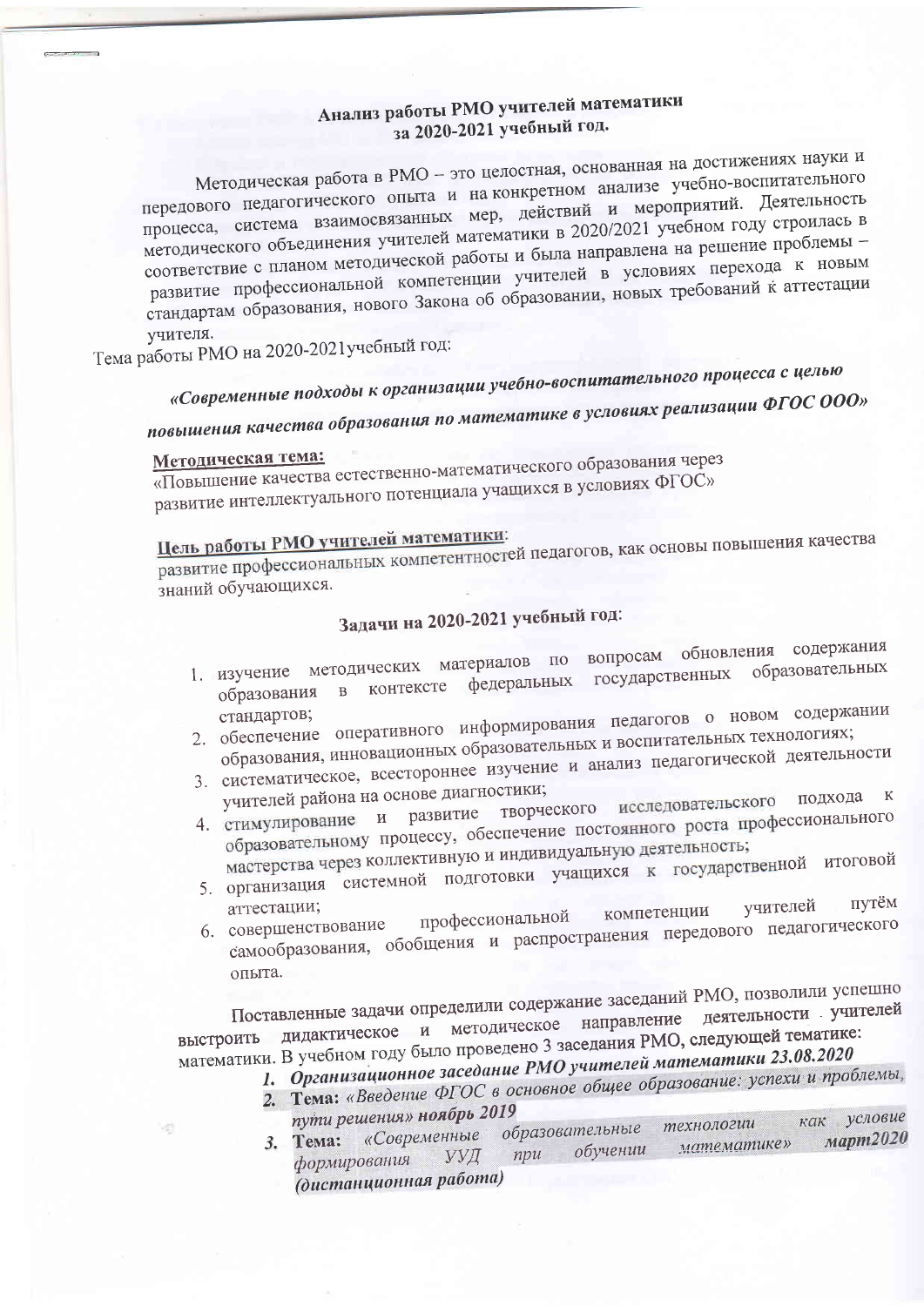## Анализ работы РМО учителей математики за 2020-2021 учебный год.

Методическая работа в РМО – это целостная, основанная на достижениях науки и передового педагогического опыта и на конкретном анализе учебно-воспитательного процесса, система взаимосвязанных мер, действий и мероприятий. Деятельность методического объединения учителей математики в 2020/2021 учебном году строилась в соответствие с планом методической работы и была направлена на решение проблемы – развитие профессиональной компетенции учителей в условиях перехода к новым стандартам образования, нового Закона об образовании, новых требований к аттестации учителя.

Тема работы РМО на 2020-2021учебный год:

***«Современные подходы к организации учебно-воспитательного процесса с целью повышения качества образования по математике в условиях реализации ФГОС ООО»***

**Методическая тема:**
«Повышение качества естественно-математического образования через развитие интеллектуального потенциала учащихся в условиях ФГОС»

**Цель работы РМО учителей математики:**
развитие профессиональных компетентностей педагогов, как основы повышения качества знаний обучающихся.

### Задачи на 2020-2021 учебный год:

1. изучение методических материалов по вопросам обновления содержания образования в контексте федеральных государственных образовательных стандартов;
2. обеспечение оперативного информирования педагогов о новом содержании образования, инновационных образовательных и воспитательных технологиях;
3. систематическое, всестороннее изучение и анализ педагогической деятельности учителей района на основе диагностики;
4. стимулирование и развитие творческого исследовательского подхода к образовательному процессу, обеспечение постоянного роста профессионального мастерства через коллективную и индивидуальную деятельность;
5. организация системной подготовки учащихся к государственной итоговой аттестации;
6. совершенствование профессиональной компетенции учителей путём самообразования, обобщения и распространения передового педагогического опыта.

Поставленные задачи определили содержание заседаний РМО, позволили успешно выстроить дидактическое и методическое направление деятельности учителей математики. В учебном году было проведено 3 заседания РМО, следующей тематике:

1. ***Организационное заседание РМО учителей математики 23.08.2020***
2. **Тема:** ***«Введение ФГОС в основное общее образование: успехи и проблемы, пути решения» ноябрь 2019***
3. **Тема:** ***«Современные образовательные технологии как условие формирования УУД при обучении математике» март2020 (дистанционная работа)***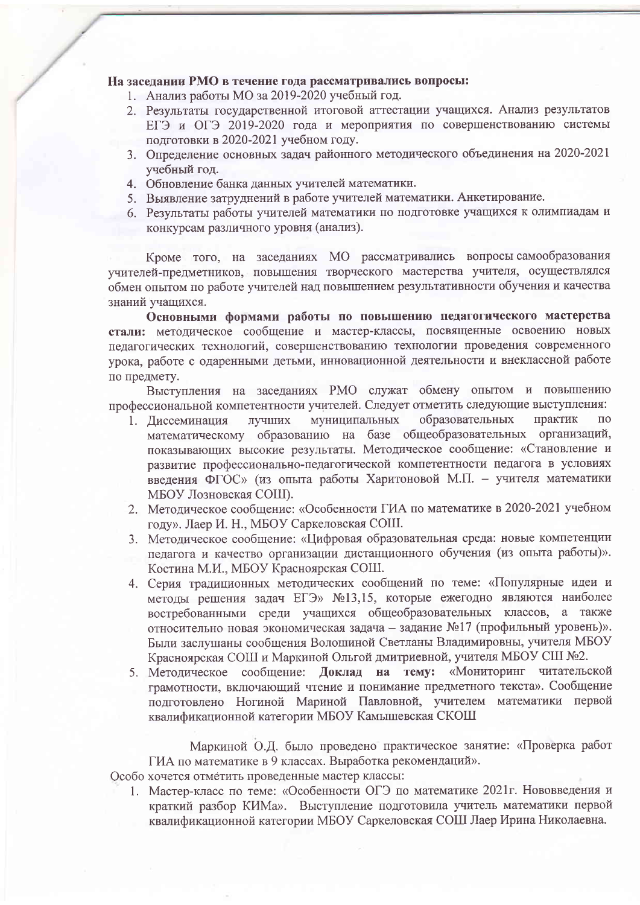**На заседании РМО в течение года рассматривались вопросы:**

1. Анализ работы МО за 2019-2020 учебный год.
2. Результаты государственной итоговой аттестации учащихся. Анализ результатов ЕГЭ и ОГЭ 2019-2020 года и мероприятия по совершенствованию системы подготовки в 2020-2021 учебном году.
3. Определение основных задач районного методического объединения на 2020-2021 учебный год.
4. Обновление банка данных учителей математики.
5. Выявление затруднений в работе учителей математики. Анкетирование.
6. Результаты работы учителей математики по подготовке учащихся к олимпиадам и конкурсам различного уровня (анализ).

Кроме того, на заседаниях МО рассматривались вопросы самообразования учителей-предметников, повышения творческого мастерства учителя, осуществлялся обмен опытом по работе учителей над повышением результативности обучения и качества знаний учащихся.

**Основными формами работы по повышению педагогического мастерства стали:** методическое сообщение и мастер-классы, посвященные освоению новых педагогических технологий, совершенствованию технологии проведения современного урока, работе с одаренными детьми, инновационной деятельности и внеклассной работе по предмету.

Выступления на заседаниях РМО служат обмену опытом и повышению профессиональной компетентности учителей. Следует отметить следующие выступления:

1. Диссеминация лучших муниципальных образовательных практик по математическому образованию на базе общеобразовательных организаций, показывающих высокие результаты. Методическое сообщение: «Становление и развитие профессионально-педагогической компетентности педагога в условиях введения ФГОС» (из опыта работы Харитоновой М.П. – учителя математики МБОУ Лозновская СОШ).
2. Методическое сообщение: «Особенности ГИА по математике в 2020-2021 учебном году». Лаер И. Н., МБОУ Саркеловская СОШ.
3. Методическое сообщение: «Цифровая образовательная среда: новые компетенции педагога и качество организации дистанционного обучения (из опыта работы)». Костина М.И., МБОУ Красноярская СОШ.
4. Серия традиционных методических сообщений по теме: «Популярные идеи и методы решения задач ЕГЭ» №13,15, которые ежегодно являются наиболее востребованными среди учащихся общеобразовательных классов, а также относительно новая экономическая задача – задание №17 (профильный уровень)». Были заслушаны сообщения Волошиной Светланы Владимировны, учителя МБОУ Красноярская СОШ и Маркиной Ольгой дмитриевной, учителя МБОУ СШ №2.
5. Методическое сообщение: **Доклад на тему:** «Мониторинг читательской грамотности, включающий чтение и понимание предметного текста». Сообщение подготовлено Ногиной Мариной Павловной, учителем математики первой квалификационной категории МБОУ Камышевская СКОШ

Маркиной О.Д. было проведено практическое занятие: «Проверка работ ГИА по математике в 9 классах. Выработка рекомендаций».

Особо хочется отметить проведенные мастер классы:

1. Мастер-класс по теме: «Особенности ОГЭ по математике 2021г. Нововведения и краткий разбор КИМа». Выступление подготовила учитель математики первой квалификационной категории МБОУ Саркеловская СОШ Лаер Ирина Николаевна.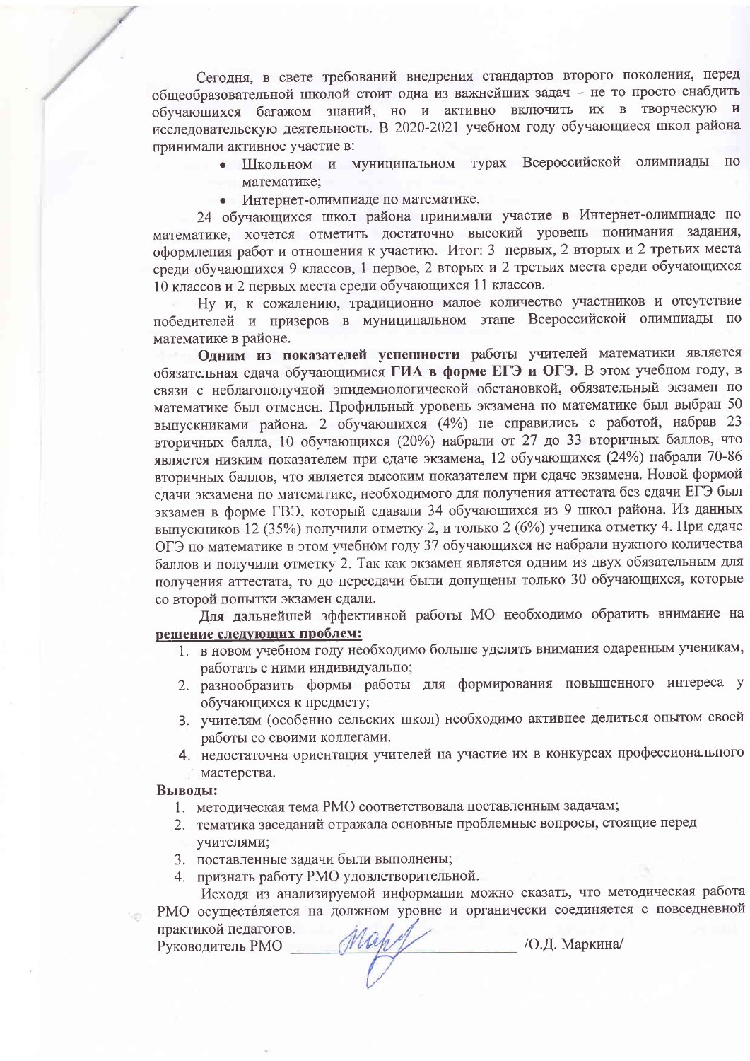Сегодня, в свете требований внедрения стандартов второго поколения, перед общеобразовательной школой стоит одна из важнейших задач – не то просто снабдить обучающихся багажом знаний, но и активно включить их в творческую и исследовательскую деятельность. В 2020-2021 учебном году обучающиеся школ района принимали активное участие в:

- Школьном и муниципальном турах Всероссийской олимпиады по математике;
- Интернет-олимпиаде по математике.

24 обучающихся школ района принимали участие в Интернет-олимпиаде по математике, хочется отметить достаточно высокий уровень понимания задания, оформления работ и отношения к участию. Итог: 3 первых, 2 вторых и 2 третьих места среди обучающихся 9 классов, 1 первое, 2 вторых и 2 третьих места среди обучающихся 10 классов и 2 первых места среди обучающихся 11 классов.

Ну и, к сожалению, традиционно малое количество участников и отсутствие победителей и призеров в муниципальном этапе Всероссийской олимпиады по математике в районе.

**Одним из показателей успешности** работы учителей математики является обязательная сдача обучающимися **ГИА в форме ЕГЭ и ОГЭ**. В этом учебном году, в связи с неблагополучной эпидемиологической обстановкой, обязательный экзамен по математике был отменен. Профильный уровень экзамена по математике был выбран 50 выпускниками района. 2 обучающихся (4%) не справились с работой, набрав 23 вторичных балла, 10 обучающихся (20%) набрали от 27 до 33 вторичных баллов, что является низким показателем при сдаче экзамена, 12 обучающихся (24%) набрали 70-86 вторичных баллов, что является высоким показателем при сдаче экзамена. Новой формой сдачи экзамена по математике, необходимого для получения аттестата без сдачи ЕГЭ был экзамен в форме ГВЭ, который сдавали 34 обучающихся из 9 школ района. Из данных выпускников 12 (35%) получили отметку 2, и только 2 (6%) ученика отметку 4. При сдаче ОГЭ по математике в этом учебном году 37 обучающихся не набрали нужного количества баллов и получили отметку 2. Так как экзамен является одним из двух обязательным для получения аттестата, то до пересдачи были допущены только 30 обучающихся, которые со второй попытки экзамен сдали.

Для дальнейшей эффективной работы МО необходимо обратить внимание на **<u>решение следующих проблем:</u>**

1. в новом учебном году необходимо больше уделять внимания одаренным ученикам, работать с ними индивидуально;
2. разнообразить формы работы для формирования повышенного интереса у обучающихся к предмету;
3. учителям (особенно сельских школ) необходимо активнее делиться опытом своей работы со своими коллегами.
4. недостаточна ориентация учителей на участие их в конкурсах профессионального мастерства.

**Выводы:**

1. методическая тема РМО соответствовала поставленным задачам;
2. тематика заседаний отражала основные проблемные вопросы, стоящие перед учителями;
3. поставленные задачи были выполнены;
4. признать работу РМО удовлетворительной.

Исходя из анализируемой информации можно сказать, что методическая работа РМО осуществляется на должном уровне и органически соединяется с повседневной практикой педагогов.

Руководитель РМО \_\_\_\_\_\_\_\_\_\_\_\_\_\_\_\_\_\_\_\_ /О.Д. Маркина/